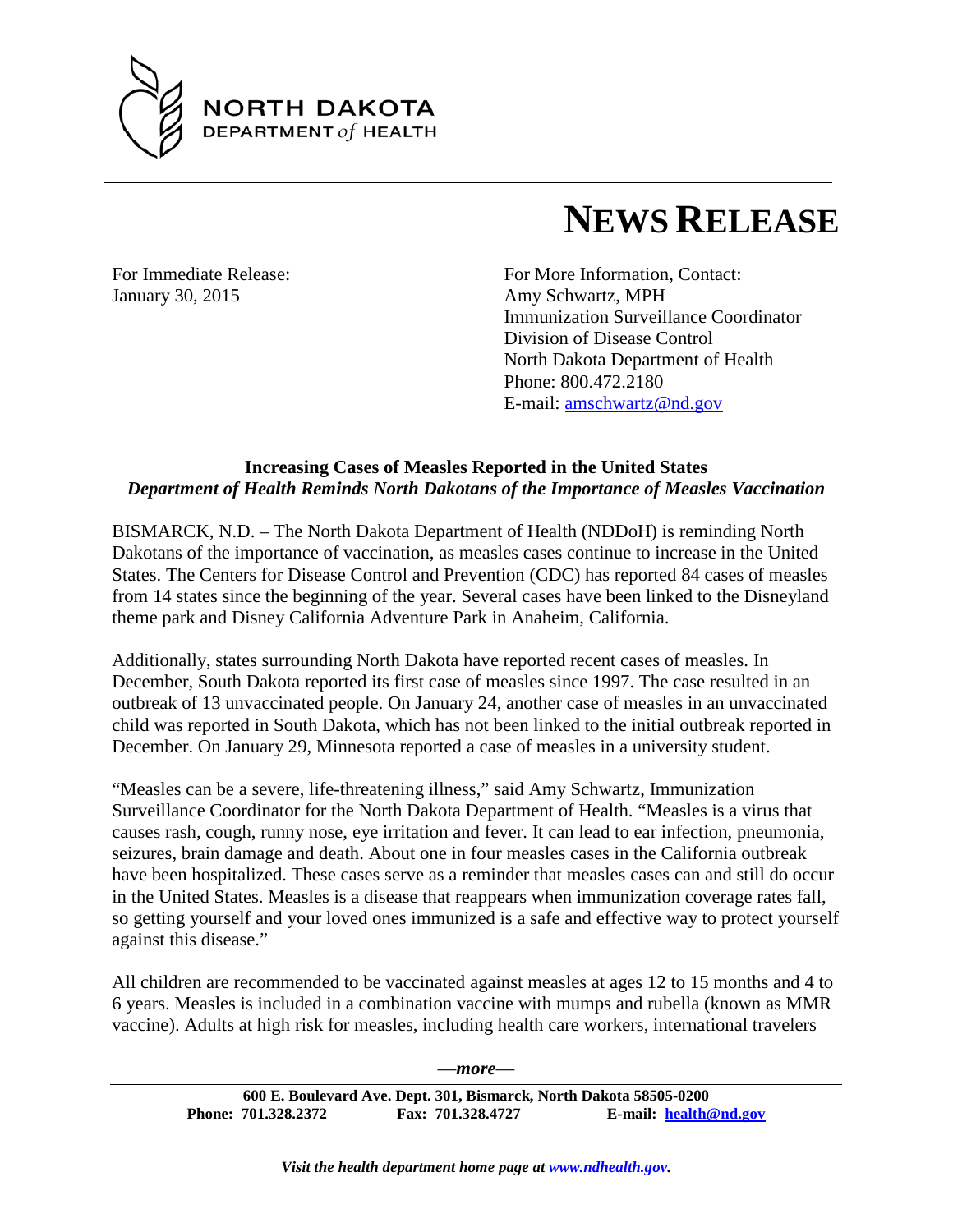NORTH DAKOTA
DEPARTMENT *of* HEALTH

# NEWS RELEASE

For Immediate Release:
January 30, 2015

For More Information, Contact:
Amy Schwartz, MPH
Immunization Surveillance Coordinator
Division of Disease Control
North Dakota Department of Health
Phone: 800.472.2180
E-mail: amschwartz@nd.gov

**Increasing Cases of Measles Reported in the United States**
***Department of Health Reminds North Dakotans of the Importance of Measles Vaccination***

BISMARCK, N.D. – The North Dakota Department of Health (NDDoH) is reminding North Dakotans of the importance of vaccination, as measles cases continue to increase in the United States. The Centers for Disease Control and Prevention (CDC) has reported 84 cases of measles from 14 states since the beginning of the year. Several cases have been linked to the Disneyland theme park and Disney California Adventure Park in Anaheim, California.

Additionally, states surrounding North Dakota have reported recent cases of measles. In December, South Dakota reported its first case of measles since 1997. The case resulted in an outbreak of 13 unvaccinated people. On January 24, another case of measles in an unvaccinated child was reported in South Dakota, which has not been linked to the initial outbreak reported in December. On January 29, Minnesota reported a case of measles in a university student.

"Measles can be a severe, life-threatening illness," said Amy Schwartz, Immunization Surveillance Coordinator for the North Dakota Department of Health. "Measles is a virus that causes rash, cough, runny nose, eye irritation and fever. It can lead to ear infection, pneumonia, seizures, brain damage and death. About one in four measles cases in the California outbreak have been hospitalized. These cases serve as a reminder that measles cases can and still do occur in the United States. Measles is a disease that reappears when immunization coverage rates fall, so getting yourself and your loved ones immunized is a safe and effective way to protect yourself against this disease."

All children are recommended to be vaccinated against measles at ages 12 to 15 months and 4 to 6 years. Measles is included in a combination vaccine with mumps and rubella (known as MMR vaccine). Adults at high risk for measles, including health care workers, international travelers

—*more*—

**600 E. Boulevard Ave. Dept. 301, Bismarck, North Dakota 58505-0200**
**Phone: 701.328.2372 Fax: 701.328.4727 E-mail: health@nd.gov**

***Visit the health department home page at www.ndhealth.gov.***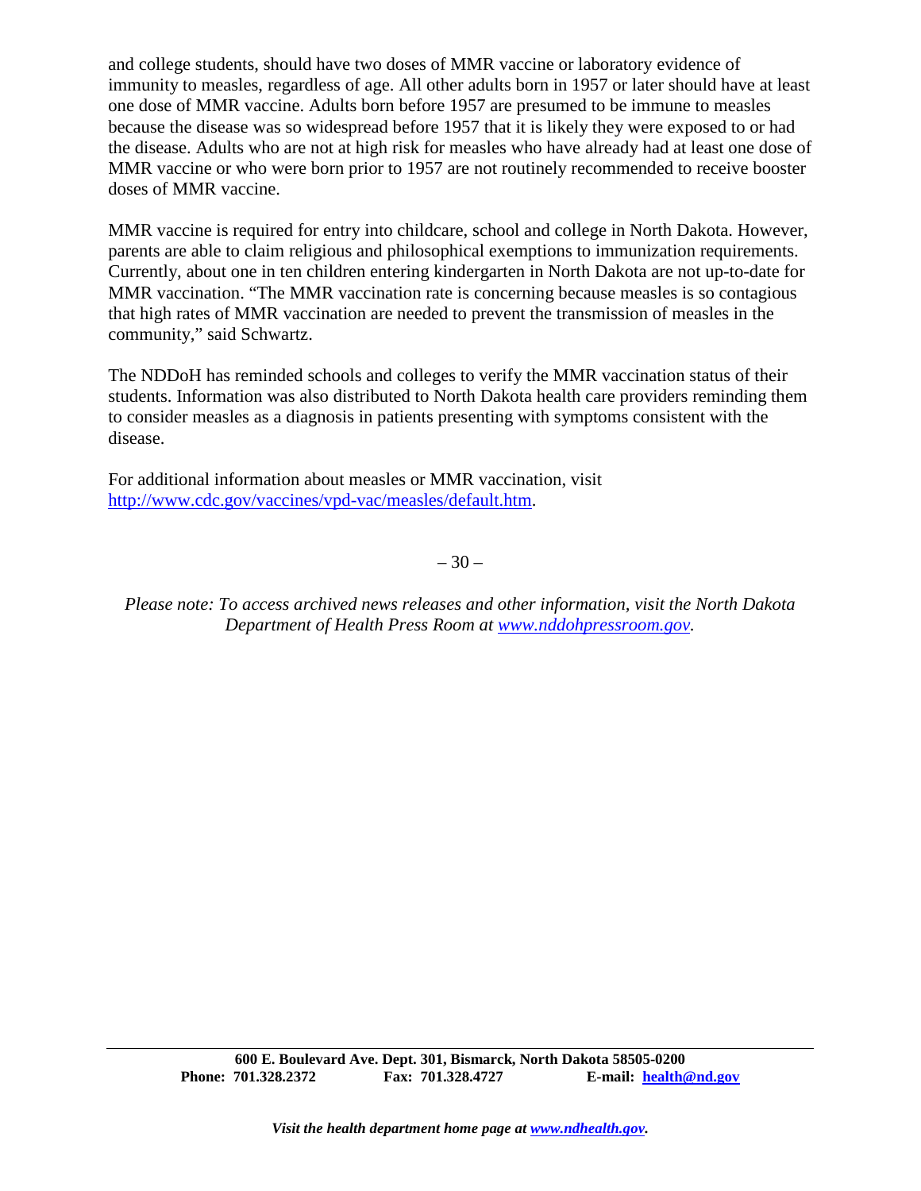and college students, should have two doses of MMR vaccine or laboratory evidence of immunity to measles, regardless of age. All other adults born in 1957 or later should have at least one dose of MMR vaccine. Adults born before 1957 are presumed to be immune to measles because the disease was so widespread before 1957 that it is likely they were exposed to or had the disease. Adults who are not at high risk for measles who have already had at least one dose of MMR vaccine or who were born prior to 1957 are not routinely recommended to receive booster doses of MMR vaccine.

MMR vaccine is required for entry into childcare, school and college in North Dakota. However, parents are able to claim religious and philosophical exemptions to immunization requirements. Currently, about one in ten children entering kindergarten in North Dakota are not up-to-date for MMR vaccination. "The MMR vaccination rate is concerning because measles is so contagious that high rates of MMR vaccination are needed to prevent the transmission of measles in the community," said Schwartz.

The NDDoH has reminded schools and colleges to verify the MMR vaccination status of their students. Information was also distributed to North Dakota health care providers reminding them to consider measles as a diagnosis in patients presenting with symptoms consistent with the disease.

For additional information about measles or MMR vaccination, visit [http://www.cdc.gov/vaccines/vpd-vac/measles/default.htm](http://www.cdc.gov/vaccines/vpd-vac/measles/default.htm).

– 30 –

*Please note: To access archived news releases and other information, visit the North Dakota Department of Health Press Room at [www.nddohpressroom.gov](http://www.nddohpressroom.gov).*

**600 E. Boulevard Ave. Dept. 301, Bismarck, North Dakota 58505-0200**
**Phone: 701.328.2372 Fax: 701.328.4727 E-mail: [health@nd.gov](mailto:health@nd.gov)**

***Visit the health department home page at [www.ndhealth.gov](http://www.ndhealth.gov).***